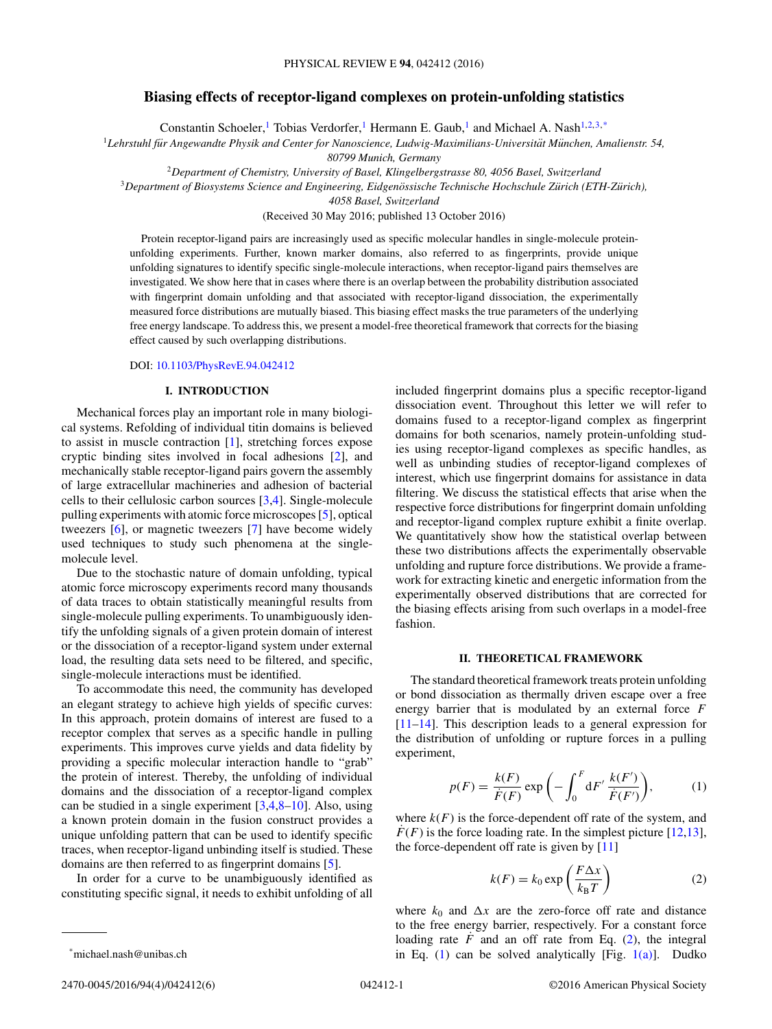# Biasing effects of receptor-ligand complexes on protein-unfolding statistics

Constantin Schoeler,[1] Tobias Verdorfer,[1] Hermann E. Gaub,[1] and Michael A. Nash[1,2,3,*]

[1]*Lehrstuhl für Angewandte Physik and Center for Nanoscience, Ludwig-Maximilians-Universität München, Amalienstr. 54, 80799 Munich, Germany*

[2]*Department of Chemistry, University of Basel, Klingelbergstrasse 80, 4056 Basel, Switzerland*

[3]*Department of Biosystems Science and Engineering, Eidgenössische Technische Hochschule Zürich (ETH-Zürich), 4058 Basel, Switzerland*

(Received 30 May 2016; published 13 October 2016)

Protein receptor-ligand pairs are increasingly used as specific molecular handles in single-molecule protein-unfolding experiments. Further, known marker domains, also referred to as fingerprints, provide unique unfolding signatures to identify specific single-molecule interactions, when receptor-ligand pairs themselves are investigated. We show here that in cases where there is an overlap between the probability distribution associated with fingerprint domain unfolding and that associated with receptor-ligand dissociation, the experimentally measured force distributions are mutually biased. This biasing effect masks the true parameters of the underlying free energy landscape. To address this, we present a model-free theoretical framework that corrects for the biasing effect caused by such overlapping distributions.

DOI: 10.1103/PhysRevE.94.042412

## I. INTRODUCTION

Mechanical forces play an important role in many biological systems. Refolding of individual titin domains is believed to assist in muscle contraction [1], stretching forces expose cryptic binding sites involved in focal adhesions [2], and mechanically stable receptor-ligand pairs govern the assembly of large extracellular machineries and adhesion of bacterial cells to their cellulosic carbon sources [3,4]. Single-molecule pulling experiments with atomic force microscopes [5], optical tweezers [6], or magnetic tweezers [7] have become widely used techniques to study such phenomena at the single-molecule level.

Due to the stochastic nature of domain unfolding, typical atomic force microscopy experiments record many thousands of data traces to obtain statistically meaningful results from single-molecule pulling experiments. To unambiguously identify the unfolding signals of a given protein domain of interest or the dissociation of a receptor-ligand system under external load, the resulting data sets need to be filtered, and specific, single-molecule interactions must be identified.

To accommodate this need, the community has developed an elegant strategy to achieve high yields of specific curves: In this approach, protein domains of interest are fused to a receptor complex that serves as a specific handle in pulling experiments. This improves curve yields and data fidelity by providing a specific molecular interaction handle to "grab" the protein of interest. Thereby, the unfolding of individual domains and the dissociation of a receptor-ligand complex can be studied in a single experiment [3,4,8–10]. Also, using a known protein domain in the fusion construct provides a unique unfolding pattern that can be used to identify specific traces, when receptor-ligand unbinding itself is studied. These domains are then referred to as fingerprint domains [5].

In order for a curve to be unambiguously identified as constituting specific signal, it needs to exhibit unfolding of all included fingerprint domains plus a specific receptor-ligand dissociation event. Throughout this letter we will refer to domains fused to a receptor-ligand complex as fingerprint domains for both scenarios, namely protein-unfolding studies using receptor-ligand complexes as specific handles, as well as unbinding studies of receptor-ligand complexes of interest, which use fingerprint domains for assistance in data filtering. We discuss the statistical effects that arise when the respective force distributions for fingerprint domain unfolding and receptor-ligand complex rupture exhibit a finite overlap. We quantitatively show how the statistical overlap between these two distributions affects the experimentally observable unfolding and rupture force distributions. We provide a framework for extracting kinetic and energetic information from the experimentally observed distributions that are corrected for the biasing effects arising from such overlaps in a model-free fashion.

## II. THEORETICAL FRAMEWORK

The standard theoretical framework treats protein unfolding or bond dissociation as thermally driven escape over a free energy barrier that is modulated by an external force $F$ [11–14]. This description leads to a general expression for the distribution of unfolding or rupture forces in a pulling experiment,

$$p(F) = \frac{k(F)}{\dot{F}(F)} \exp\left(-\int_0^F \mathrm{d}F' \, \frac{k(F')}{\dot{F}(F')}\right), \tag{1}$$

where $k(F)$ is the force-dependent off rate of the system, and $\dot{F}(F)$ is the force loading rate. In the simplest picture [12,13], the force-dependent off rate is given by [11]

$$k(F) = k_0 \exp\left(\frac{F \Delta x}{k_\mathrm{B} T}\right) \tag{2}$$

where $k_0$ and $\Delta x$ are the zero-force off rate and distance to the free energy barrier, respectively. For a constant force loading rate $\dot{F}$ and an off rate from Eq. (2), the integral in Eq. (1) can be solved analytically [Fig. 1(a)]. Dudko

---

*michael.nash@unibas.ch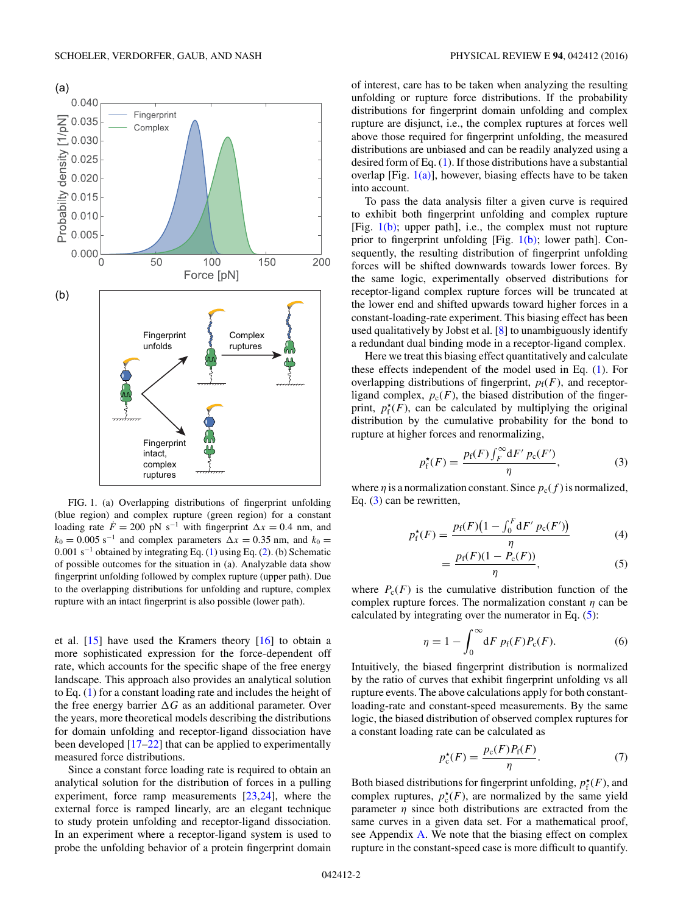FIG. 1. (a) Overlapping distributions of fingerprint unfolding (blue region) and complex rupture (green region) for a constant loading rate $\dot{F} = 200$ pN s$^{-1}$ with fingerprint $\Delta x = 0.4$ nm, and $k_0 = 0.005$ s$^{-1}$ and complex parameters $\Delta x = 0.35$ nm, and $k_0 = 0.001$ s$^{-1}$ obtained by integrating Eq. (1) using Eq. (2). (b) Schematic of possible outcomes for the situation in (a). Analyzable data show fingerprint unfolding followed by complex rupture (upper path). Due to the overlapping distributions for unfolding and rupture, complex rupture with an intact fingerprint is also possible (lower path).

et al. [15] have used the Kramers theory [16] to obtain a more sophisticated expression for the force-dependent off rate, which accounts for the specific shape of the free energy landscape. This approach also provides an analytical solution to Eq. (1) for a constant loading rate and includes the height of the free energy barrier $\Delta G$ as an additional parameter. Over the years, more theoretical models describing the distributions for domain unfolding and receptor-ligand dissociation have been developed [17–22] that can be applied to experimentally measured force distributions.

Since a constant force loading rate is required to obtain an analytical solution for the distribution of forces in a pulling experiment, force ramp measurements [23,24], where the external force is ramped linearly, are an elegant technique to study protein unfolding and receptor-ligand dissociation. In an experiment where a receptor-ligand system is used to probe the unfolding behavior of a protein fingerprint domain of interest, care has to be taken when analyzing the resulting unfolding or rupture force distributions. If the probability distributions for fingerprint domain unfolding and complex rupture are disjunct, i.e., the complex ruptures at forces well above those required for fingerprint unfolding, the measured distributions are unbiased and can be readily analyzed using a desired form of Eq. (1). If those distributions have a substantial overlap [Fig. 1(a)], however, biasing effects have to be taken into account.

To pass the data analysis filter a given curve is required to exhibit both fingerprint unfolding and complex rupture [Fig. 1(b); upper path], i.e., the complex must not rupture prior to fingerprint unfolding [Fig. 1(b); lower path]. Consequently, the resulting distribution of fingerprint unfolding forces will be shifted downwards towards lower forces. By the same logic, experimentally observed distributions for receptor-ligand complex rupture forces will be truncated at the lower end and shifted upwards toward higher forces in a constant-loading-rate experiment. This biasing effect has been used qualitatively by Jobst et al. [8] to unambiguously identify a redundant dual binding mode in a receptor-ligand complex.

Here we treat this biasing effect quantitatively and calculate these effects independent of the model used in Eq. (1). For overlapping distributions of fingerprint, $p_{\rm f}(F)$, and receptor-ligand complex, $p_{\rm c}(F)$, the biased distribution of the fingerprint, $p_{\rm f}^{\star}(F)$, can be calculated by multiplying the original distribution by the cumulative probability for the bond to rupture at higher forces and renormalizing,

$$p_{\rm f}^{\star}(F) = \frac{p_{\rm f}(F)\int_F^{\infty}{\rm d}F'\,p_{\rm c}(F')}{\eta}, \tag{3}$$

where $\eta$ is a normalization constant. Since $p_{\rm c}(f)$ is normalized, Eq. (3) can be rewritten,

$$p_{\rm f}^{\star}(F) = \frac{p_{\rm f}(F)\left(1-\int_0^{F}{\rm d}F'\,p_{\rm c}(F')\right)}{\eta} \tag{4}$$

$$= \frac{p_{\rm f}(F)(1-P_{\rm c}(F))}{\eta}, \tag{5}$$

where $P_{\rm c}(F)$ is the cumulative distribution function of the complex rupture forces. The normalization constant $\eta$ can be calculated by integrating over the numerator in Eq. (5):

$$\eta = 1 - \int_0^{\infty}{\rm d}F\,p_{\rm f}(F)P_{\rm c}(F). \tag{6}$$

Intuitively, the biased fingerprint distribution is normalized by the ratio of curves that exhibit fingerprint unfolding vs all rupture events. The above calculations apply for both constant-loading-rate and constant-speed measurements. By the same logic, the biased distribution of observed complex ruptures for a constant loading rate can be calculated as

$$p_{\rm c}^{\star}(F) = \frac{p_{\rm c}(F)P_{\rm f}(F)}{\eta}. \tag{7}$$

Both biased distributions for fingerprint unfolding, $p_{\rm f}^{\star}(F)$, and complex ruptures, $p_{\rm c}^{\star}(F)$, are normalized by the same yield parameter $\eta$ since both distributions are extracted from the same curves in a given data set. For a mathematical proof, see Appendix A. We note that the biasing effect on complex rupture in the constant-speed case is more difficult to quantify.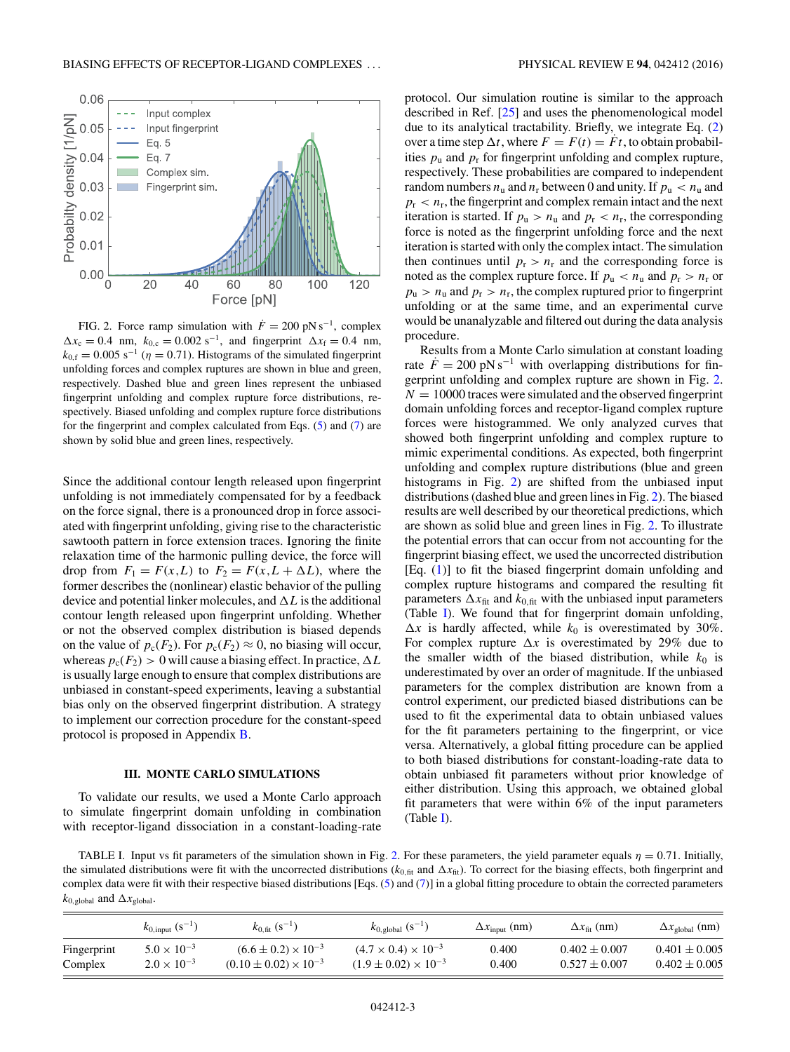FIG. 2. Force ramp simulation with $\dot{F} = 200$ pN s$^{-1}$, complex $\Delta x_c = 0.4$ nm, $k_{0,c} = 0.002$ s$^{-1}$, and fingerprint $\Delta x_f = 0.4$ nm, $k_{0,f} = 0.005$ s$^{-1}$ ($\eta = 0.71$). Histograms of the simulated fingerprint unfolding forces and complex ruptures are shown in blue and green, respectively. Dashed blue and green lines represent the unbiased fingerprint unfolding and complex rupture force distributions, respectively. Biased unfolding and complex rupture force distributions for the fingerprint and complex calculated from Eqs. (5) and (7) are shown by solid blue and green lines, respectively.

Since the additional contour length released upon fingerprint unfolding is not immediately compensated for by a feedback on the force signal, there is a pronounced drop in force associated with fingerprint unfolding, giving rise to the characteristic sawtooth pattern in force extension traces. Ignoring the finite relaxation time of the harmonic pulling device, the force will drop from $F_1 = F(x,L)$ to $F_2 = F(x, L + \Delta L)$, where the former describes the (nonlinear) elastic behavior of the pulling device and potential linker molecules, and $\Delta L$ is the additional contour length released upon fingerprint unfolding. Whether or not the observed complex distribution is biased depends on the value of $p_c(F_2)$. For $p_c(F_2) \approx 0$, no biasing will occur, whereas $p_c(F_2) > 0$ will cause a biasing effect. In practice, $\Delta L$ is usually large enough to ensure that complex distributions are unbiased in constant-speed experiments, leaving a substantial bias only on the observed fingerprint distribution. A strategy to implement our correction procedure for the constant-speed protocol is proposed in Appendix B.

### III. MONTE CARLO SIMULATIONS

To validate our results, we used a Monte Carlo approach to simulate fingerprint domain unfolding in combination with receptor-ligand dissociation in a constant-loading-rate protocol. Our simulation routine is similar to the approach described in Ref. [25] and uses the phenomenological model due to its analytical tractability. Briefly, we integrate Eq. (2) over a time step $\Delta t$, where $F = F(t) = \dot{F}t$, to obtain probabilities $p_u$ and $p_r$ for fingerprint unfolding and complex rupture, respectively. These probabilities are compared to independent random numbers $n_u$ and $n_r$ between 0 and unity. If $p_u < n_u$ and $p_r < n_r$, the fingerprint and complex remain intact and the next iteration is started. If $p_u > n_u$ and $p_r < n_r$, the corresponding force is noted as the fingerprint unfolding force and the next iteration is started with only the complex intact. The simulation then continues until $p_r > n_r$ and the corresponding force is noted as the complex rupture force. If $p_u < n_u$ and $p_r > n_r$ or $p_u > n_u$ and $p_r > n_r$, the complex ruptured prior to fingerprint unfolding or at the same time, and an experimental curve would be unanalyzable and filtered out during the data analysis procedure.

Results from a Monte Carlo simulation at constant loading rate $\dot{F} = 200$ pN s$^{-1}$ with overlapping distributions for fingerprint unfolding and complex rupture are shown in Fig. 2. $N = 10000$ traces were simulated and the observed fingerprint domain unfolding forces and receptor-ligand complex rupture forces were histogrammed. We only analyzed curves that showed both fingerprint unfolding and complex rupture to mimic experimental conditions. As expected, both fingerprint unfolding and complex rupture distributions (blue and green histograms in Fig. 2) are shifted from the unbiased input distributions (dashed blue and green lines in Fig. 2). The biased results are well described by our theoretical predictions, which are shown as solid blue and green lines in Fig. 2. To illustrate the potential errors that can occur from not accounting for the fingerprint biasing effect, we used the uncorrected distribution [Eq. (1)] to fit the biased fingerprint domain unfolding and complex rupture histograms and compared the resulting fit parameters $\Delta x_{\text{fit}}$ and $k_{0,\text{fit}}$ with the unbiased input parameters (Table I). We found that for fingerprint domain unfolding, $\Delta x$ is hardly affected, while $k_0$ is overestimated by 30%. For complex rupture $\Delta x$ is overestimated by 29% due to the smaller width of the biased distribution, while $k_0$ is underestimated by over an order of magnitude. If the unbiased parameters for the complex distribution are known from a control experiment, our predicted biased distributions can be used to fit the experimental data to obtain unbiased values for the fit parameters pertaining to the fingerprint, or vice versa. Alternatively, a global fitting procedure can be applied to both biased distributions for constant-loading-rate data to obtain unbiased fit parameters without prior knowledge of either distribution. Using this approach, we obtained global fit parameters that were within 6% of the input parameters (Table I).

TABLE I. Input vs fit parameters of the simulation shown in Fig. 2. For these parameters, the yield parameter equals $\eta = 0.71$. Initially, the simulated distributions were fit with the uncorrected distributions ($k_{0,\text{fit}}$ and $\Delta x_{\text{fit}}$). To correct for the biasing effects, both fingerprint and complex data were fit with their respective biased distributions [Eqs. (5) and (7)] in a global fitting procedure to obtain the corrected parameters $k_{0,\text{global}}$ and $\Delta x_{\text{global}}$.

| | $k_{0,\text{input}}$ (s$^{-1}$) | $k_{0,\text{fit}}$ (s$^{-1}$) | $k_{0,\text{global}}$ (s$^{-1}$) | $\Delta x_{\text{input}}$ (nm) | $\Delta x_{\text{fit}}$ (nm) | $\Delta x_{\text{global}}$ (nm) |
|---|---|---|---|---|---|---|
| Fingerprint | $5.0 \times 10^{-3}$ | $(6.6 \pm 0.2) \times 10^{-3}$ | $(4.7 \times 0.4) \times 10^{-3}$ | 0.400 | $0.402 \pm 0.007$ | $0.401 \pm 0.005$ |
| Complex | $2.0 \times 10^{-3}$ | $(0.10 \pm 0.02) \times 10^{-3}$ | $(1.9 \pm 0.02) \times 10^{-3}$ | 0.400 | $0.527 \pm 0.007$ | $0.402 \pm 0.005$ |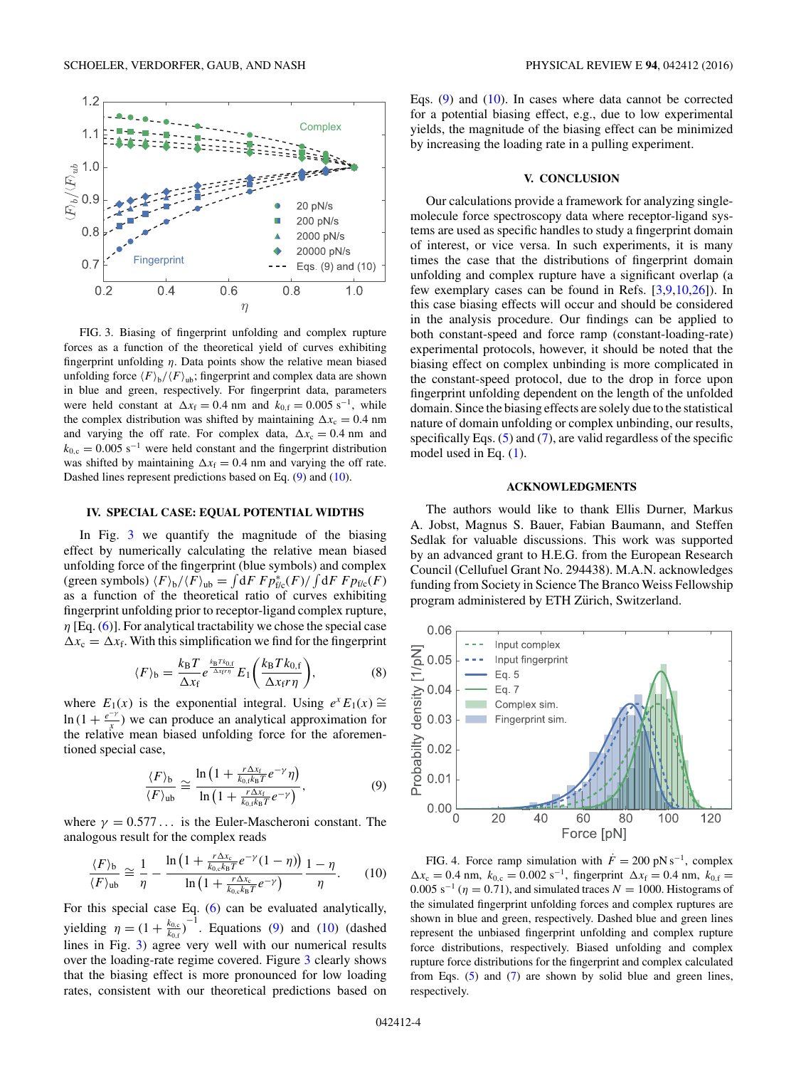FIG. 3. Biasing of fingerprint unfolding and complex rupture forces as a function of the theoretical yield of curves exhibiting fingerprint unfolding $\eta$. Data points show the relative mean biased unfolding force $\langle F\rangle_{\mathrm{b}}/\langle F\rangle_{\mathrm{ub}}$; fingerprint and complex data are shown in blue and green, respectively. For fingerprint data, parameters were held constant at $\Delta x_{\mathrm{f}} = 0.4$ nm and $k_{0,\mathrm{f}} = 0.005\ \mathrm{s}^{-1}$, while the complex distribution was shifted by maintaining $\Delta x_{\mathrm{c}} = 0.4$ nm and varying the off rate. For complex data, $\Delta x_{\mathrm{c}} = 0.4$ nm and $k_{0,\mathrm{c}} = 0.005\ \mathrm{s}^{-1}$ were held constant and the fingerprint distribution was shifted by maintaining $\Delta x_{\mathrm{f}} = 0.4$ nm and varying the off rate. Dashed lines represent predictions based on Eq. (9) and (10).

## IV. SPECIAL CASE: EQUAL POTENTIAL WIDTHS

In Fig. 3 we quantify the magnitude of the biasing effect by numerically calculating the relative mean biased unfolding force of the fingerprint (blue symbols) and complex (green symbols) $\langle F\rangle_{\mathrm{b}}/\langle F\rangle_{\mathrm{ub}} = \int dF\, F p^{*}_{\mathrm{f/c}}(F)/\int dF\, F p_{\mathrm{f/c}}(F)$ as a function of the theoretical ratio of curves exhibiting fingerprint unfolding prior to receptor-ligand complex rupture, $\eta$ [Eq. (6)]. For analytical tractability we chose the special case $\Delta x_{\mathrm{c}} = \Delta x_{\mathrm{f}}$. With this simplification we find for the fingerprint

$$\langle F\rangle_{\mathrm{b}} = \frac{k_{\mathrm{B}}T}{\Delta x_{\mathrm{f}}} e^{\frac{k_{\mathrm{B}}T k_{0,\mathrm{f}}}{\Delta x_{\mathrm{f}} r \eta}} E_1\left(\frac{k_{\mathrm{B}}T k_{0,\mathrm{f}}}{\Delta x_{\mathrm{f}} r \eta}\right), \tag{8}$$

where $E_1(x)$ is the exponential integral. Using $e^{x}E_1(x) \cong \ln\left(1 + \frac{e^{-\gamma}}{x}\right)$ we can produce an analytical approximation for the relative mean biased unfolding force for the aforementioned special case,

$$\frac{\langle F\rangle_{\mathrm{b}}}{\langle F\rangle_{\mathrm{ub}}} \cong \frac{\ln\left(1 + \frac{r\Delta x_{\mathrm{f}}}{k_{0,\mathrm{f}} k_{\mathrm{B}}T} e^{-\gamma}\eta\right)}{\ln\left(1 + \frac{r\Delta x_{\mathrm{f}}}{k_{0,\mathrm{f}} k_{\mathrm{B}}T} e^{-\gamma}\right)}, \tag{9}$$

where $\gamma = 0.577\ldots$ is the Euler-Mascheroni constant. The analogous result for the complex reads

$$\frac{\langle F\rangle_{\mathrm{b}}}{\langle F\rangle_{\mathrm{ub}}} \cong \frac{1}{\eta} - \frac{\ln\left(1 + \frac{r\Delta x_{\mathrm{c}}}{k_{0,\mathrm{c}} k_{\mathrm{B}}T} e^{-\gamma}(1-\eta)\right)}{\ln\left(1 + \frac{r\Delta x_{\mathrm{c}}}{k_{0,\mathrm{c}} k_{\mathrm{B}}T} e^{-\gamma}\right)} \frac{1-\eta}{\eta}. \tag{10}$$

For this special case Eq. (6) can be evaluated analytically, yielding $\eta = \left(1 + \frac{k_{0,\mathrm{c}}}{k_{0,\mathrm{f}}}\right)^{-1}$. Equations (9) and (10) (dashed lines in Fig. 3) agree very well with our numerical results over the loading-rate regime covered. Figure 3 clearly shows that the biasing effect is more pronounced for low loading rates, consistent with our theoretical predictions based on Eqs. (9) and (10). In cases where data cannot be corrected for a potential biasing effect, e.g., due to low experimental yields, the magnitude of the biasing effect can be minimized by increasing the loading rate in a pulling experiment.

## V. CONCLUSION

Our calculations provide a framework for analyzing single-molecule force spectroscopy data where receptor-ligand systems are used as specific handles to study a fingerprint domain of interest, or vice versa. In such experiments, it is many times the case that the distributions of fingerprint domain unfolding and complex rupture have a significant overlap (a few exemplary cases can be found in Refs. [3,9,10,26]). In this case biasing effects will occur and should be considered in the analysis procedure. Our findings can be applied to both constant-speed and force ramp (constant-loading-rate) experimental protocols, however, it should be noted that the biasing effect on complex unbinding is more complicated in the constant-speed protocol, due to the drop in force upon fingerprint unfolding dependent on the length of the unfolded domain. Since the biasing effects are solely due to the statistical nature of domain unfolding or complex unbinding, our results, specifically Eqs. (5) and (7), are valid regardless of the specific model used in Eq. (1).

## ACKNOWLEDGMENTS

The authors would like to thank Ellis Durner, Markus A. Jobst, Magnus S. Bauer, Fabian Baumann, and Steffen Sedlak for valuable discussions. This work was supported by an advanced grant to H.E.G. from the European Research Council (Cellufuel Grant No. 294438). M.A.N. acknowledges funding from Society in Science The Branco Weiss Fellowship program administered by ETH Zürich, Switzerland.

FIG. 4. Force ramp simulation with $\dot{F} = 200\ \mathrm{pN\,s}^{-1}$, complex $\Delta x_{\mathrm{c}} = 0.4$ nm, $k_{0,\mathrm{c}} = 0.002\ \mathrm{s}^{-1}$, fingerprint $\Delta x_{\mathrm{f}} = 0.4$ nm, $k_{0,\mathrm{f}} = 0.005\ \mathrm{s}^{-1}$ ($\eta = 0.71$), and simulated traces $N = 1000$. Histograms of the simulated fingerprint unfolding forces and complex ruptures are shown in blue and green, respectively. Dashed blue and green lines represent the unbiased fingerprint unfolding and complex rupture force distributions, respectively. Biased unfolding and complex rupture force distributions for the fingerprint and complex calculated from Eqs. (5) and (7) are shown by solid blue and green lines, respectively.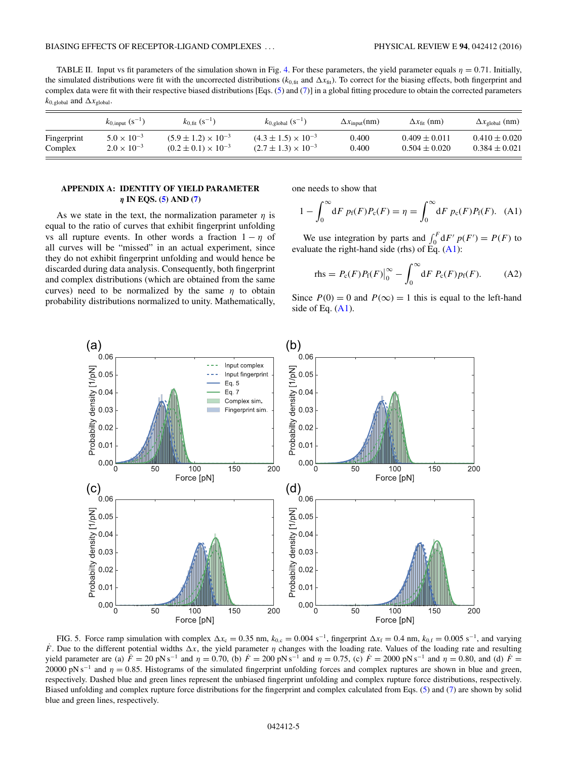TABLE II. Input vs fit parameters of the simulation shown in Fig. 4. For these parameters, the yield parameter equals $\eta = 0.71$. Initially, the simulated distributions were fit with the uncorrected distributions ($k_{0,\text{fit}}$ and $\Delta x_{\text{fit}}$). To correct for the biasing effects, both fingerprint and complex data were fit with their respective biased distributions [Eqs. (5) and (7)] in a global fitting procedure to obtain the corrected parameters $k_{0,\text{global}}$ and $\Delta x_{\text{global}}$.

| | $k_{0,\text{input}}$ ($\text{s}^{-1}$) | $k_{0,\text{fit}}$ ($\text{s}^{-1}$) | $k_{0,\text{global}}$ ($\text{s}^{-1}$) | $\Delta x_{\text{input}}$(nm) | $\Delta x_{\text{fit}}$ (nm) | $\Delta x_{\text{global}}$ (nm) |
|---|---|---|---|---|---|---|
| Fingerprint | $5.0 \times 10^{-3}$ | $(5.9 \pm 1.2) \times 10^{-3}$ | $(4.3 \pm 1.5) \times 10^{-3}$ | 0.400 | $0.409 \pm 0.011$ | $0.410 \pm 0.020$ |
| Complex | $2.0 \times 10^{-3}$ | $(0.2 \pm 0.1) \times 10^{-3}$ | $(2.7 \pm 1.3) \times 10^{-3}$ | 0.400 | $0.504 \pm 0.020$ | $0.384 \pm 0.021$ |

## APPENDIX A: IDENTITY OF YIELD PARAMETER $\eta$ IN EQS. (5) AND (7)

As we state in the text, the normalization parameter $\eta$ is equal to the ratio of curves that exhibit fingerprint unfolding vs all rupture events. In other words a fraction $1 - \eta$ of all curves will be "missed" in an actual experiment, since they do not exhibit fingerprint unfolding and would hence be discarded during data analysis. Consequently, both fingerprint and complex distributions (which are obtained from the same curves) need to be normalized by the same $\eta$ to obtain probability distributions normalized to unity. Mathematically, one needs to show that

$$1 - \int_0^\infty \mathrm{d}F\, p_\mathrm{f}(F) P_\mathrm{c}(F) = \eta = \int_0^\infty \mathrm{d}F\, p_\mathrm{c}(F) P_\mathrm{f}(F). \quad \text{(A1)}$$

We use integration by parts and $\int_0^F \mathrm{d}F'\, p(F') = P(F)$ to evaluate the right-hand side (rhs) of Eq. (A1):

$$\text{rhs} = P_\mathrm{c}(F) P_\mathrm{f}(F)\Big|_0^\infty - \int_0^\infty \mathrm{d}F\, P_\mathrm{c}(F) p_\mathrm{f}(F). \quad \text{(A2)}$$

Since $P(0) = 0$ and $P(\infty) = 1$ this is equal to the left-hand side of Eq. (A1).

FIG. 5. Force ramp simulation with complex $\Delta x_\mathrm{c} = 0.35$ nm, $k_{0,\mathrm{c}} = 0.004\ \mathrm{s}^{-1}$, fingerprint $\Delta x_\mathrm{f} = 0.4$ nm, $k_{0,\mathrm{f}} = 0.005\ \mathrm{s}^{-1}$, and varying $\dot{F}$. Due to the different potential widths $\Delta x$, the yield parameter $\eta$ changes with the loading rate. Values of the loading rate and resulting yield parameter are (a) $\dot{F} = 20\ \mathrm{pN\,s}^{-1}$ and $\eta = 0.70$, (b) $\dot{F} = 200\ \mathrm{pN\,s}^{-1}$ and $\eta = 0.75$, (c) $\dot{F} = 2000\ \mathrm{pN\,s}^{-1}$ and $\eta = 0.80$, and (d) $\dot{F} = 20000\ \mathrm{pN\,s}^{-1}$ and $\eta = 0.85$. Histograms of the simulated fingerprint unfolding forces and complex ruptures are shown in blue and green, respectively. Dashed blue and green lines represent the unbiased fingerprint unfolding and complex rupture force distributions, respectively. Biased unfolding and complex rupture force distributions for the fingerprint and complex calculated from Eqs. (5) and (7) are shown by solid blue and green lines, respectively.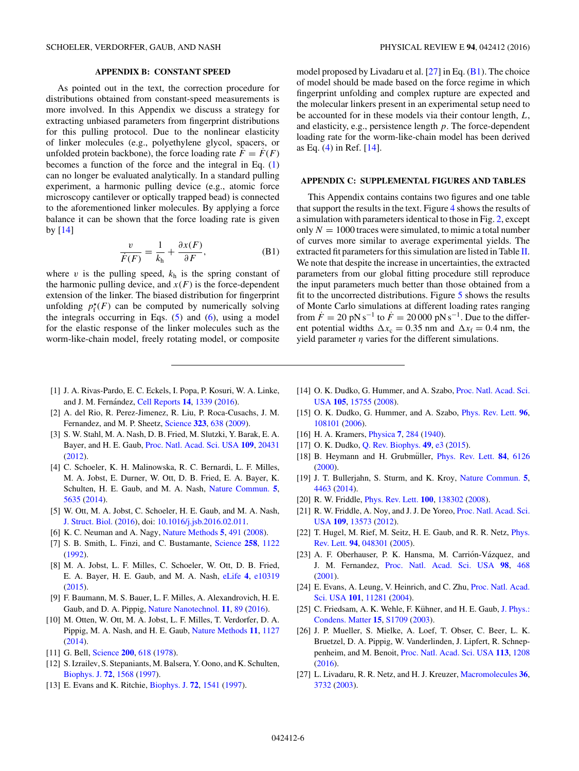## APPENDIX B: CONSTANT SPEED

As pointed out in the text, the correction procedure for distributions obtained from constant-speed measurements is more involved. In this Appendix we discuss a strategy for extracting unbiased parameters from fingerprint distributions for this pulling protocol. Due to the nonlinear elasticity of linker molecules (e.g., polyethylene glycol, spacers, or unfolded protein backbone), the force loading rate $\dot{F} = \dot{F}(F)$ becomes a function of the force and the integral in Eq. (1) can no longer be evaluated analytically. In a standard pulling experiment, a harmonic pulling device (e.g., atomic force microscopy cantilever or optically trapped bead) is connected to the aforementioned linker molecules. By applying a force balance it can be shown that the force loading rate is given by [14]

$$\frac{v}{\dot{F}(F)} = \frac{1}{k_{\mathrm{h}}} + \frac{\partial x(F)}{\partial F}, \tag{B1}$$

where $v$ is the pulling speed, $k_{\mathrm{h}}$ is the spring constant of the harmonic pulling device, and $x(F)$ is the force-dependent extension of the linker. The biased distribution for fingerprint unfolding $p_{\mathrm{f}}^{\star}(F)$ can be computed by numerically solving the integrals occurring in Eqs. (5) and (6), using a model for the elastic response of the linker molecules such as the worm-like-chain model, freely rotating model, or composite model proposed by Livadaru et al. [27] in Eq. (B1). The choice of model should be made based on the force regime in which fingerprint unfolding and complex rupture are expected and the molecular linkers present in an experimental setup need to be accounted for in these models via their contour length, $L$, and elasticity, e.g., persistence length $p$. The force-dependent loading rate for the worm-like-chain model has been derived as Eq. (4) in Ref. [14].

## APPENDIX C: SUPPLEMENTAL FIGURES AND TABLES

This Appendix contains contains two figures and one table that support the results in the text. Figure 4 shows the results of a simulation with parameters identical to those in Fig. 2, except only $N = 1000$ traces were simulated, to mimic a total number of curves more similar to average experimental yields. The extracted fit parameters for this simulation are listed in Table II. We note that despite the increase in uncertainties, the extracted parameters from our global fitting procedure still reproduce the input parameters much better than those obtained from a fit to the uncorrected distributions. Figure 5 shows the results of Monte Carlo simulations at different loading rates ranging from $\dot{F} = 20\ \mathrm{pN\,s^{-1}}$ to $\dot{F} = 20\,000\ \mathrm{pN\,s^{-1}}$. Due to the different potential widths $\Delta x_{\mathrm{c}} = 0.35$ nm and $\Delta x_{\mathrm{f}} = 0.4$ nm, the yield parameter $\eta$ varies for the different simulations.

---

[1] J. A. Rivas-Pardo, E. C. Eckels, I. Popa, P. Kosuri, W. A. Linke, and J. M. Fernández, Cell Reports **14**, 1339 (2016).

[2] A. del Rio, R. Perez-Jimenez, R. Liu, P. Roca-Cusachs, J. M. Fernandez, and M. P. Sheetz, Science **323**, 638 (2009).

[3] S. W. Stahl, M. A. Nash, D. B. Fried, M. Slutzki, Y. Barak, E. A. Bayer, and H. E. Gaub, Proc. Natl. Acad. Sci. USA **109**, 20431 (2012).

[4] C. Schoeler, K. H. Malinowska, R. C. Bernardi, L. F. Milles, M. A. Jobst, E. Durner, W. Ott, D. B. Fried, E. A. Bayer, K. Schulten, H. E. Gaub, and M. A. Nash, Nature Commun. **5**, 5635 (2014).

[5] W. Ott, M. A. Jobst, C. Schoeler, H. E. Gaub, and M. A. Nash, J. Struct. Biol. (2016), doi: 10.1016/j.jsb.2016.02.011.

[6] K. C. Neuman and A. Nagy, Nature Methods **5**, 491 (2008).

[7] S. B. Smith, L. Finzi, and C. Bustamante, Science **258**, 1122 (1992).

[8] M. A. Jobst, L. F. Milles, C. Schoeler, W. Ott, D. B. Fried, E. A. Bayer, H. E. Gaub, and M. A. Nash, eLife **4**, e10319 (2015).

[9] F. Baumann, M. S. Bauer, L. F. Milles, A. Alexandrovich, H. E. Gaub, and D. A. Pippig, Nature Nanotechnol. **11**, 89 (2016).

[10] M. Otten, W. Ott, M. A. Jobst, L. F. Milles, T. Verdorfer, D. A. Pippig, M. A. Nash, and H. E. Gaub, Nature Methods **11**, 1127 (2014).

[11] G. Bell, Science **200**, 618 (1978).

[12] S. Izrailev, S. Stepaniants, M. Balsera, Y. Oono, and K. Schulten, Biophys. J. **72**, 1568 (1997).

[13] E. Evans and K. Ritchie, Biophys. J. **72**, 1541 (1997).

[14] O. K. Dudko, G. Hummer, and A. Szabo, Proc. Natl. Acad. Sci. USA **105**, 15755 (2008).

[15] O. K. Dudko, G. Hummer, and A. Szabo, Phys. Rev. Lett. **96**, 108101 (2006).

[16] H. A. Kramers, Physica **7**, 284 (1940).

[17] O. K. Dudko, Q. Rev. Biophys. **49**, e3 (2015).

[18] B. Heymann and H. Grubmüller, Phys. Rev. Lett. **84**, 6126 (2000).

[19] J. T. Bullerjahn, S. Sturm, and K. Kroy, Nature Commun. **5**, 4463 (2014).

[20] R. W. Friddle, Phys. Rev. Lett. **100**, 138302 (2008).

[21] R. W. Friddle, A. Noy, and J. J. De Yoreo, Proc. Natl. Acad. Sci. USA **109**, 13573 (2012).

[22] T. Hugel, M. Rief, M. Seitz, H. E. Gaub, and R. R. Netz, Phys. Rev. Lett. **94**, 048301 (2005).

[23] A. F. Oberhauser, P. K. Hansma, M. Carrión-Vázquez, and J. M. Fernandez, Proc. Natl. Acad. Sci. USA **98**, 468 (2001).

[24] E. Evans, A. Leung, V. Heinrich, and C. Zhu, Proc. Natl. Acad. Sci. USA **101**, 11281 (2004).

[25] C. Friedsam, A. K. Wehle, F. Kühner, and H. E. Gaub, J. Phys.: Condens. Matter **15**, S1709 (2003).

[26] J. P. Mueller, S. Mielke, A. Loef, T. Obser, C. Beer, L. K. Bruetzel, D. A. Pippig, W. Vanderlinden, J. Lipfert, R. Schneppenheim, and M. Benoit, Proc. Natl. Acad. Sci. USA **113**, 1208 (2016).

[27] L. Livadaru, R. R. Netz, and H. J. Kreuzer, Macromolecules **36**, 3732 (2003).